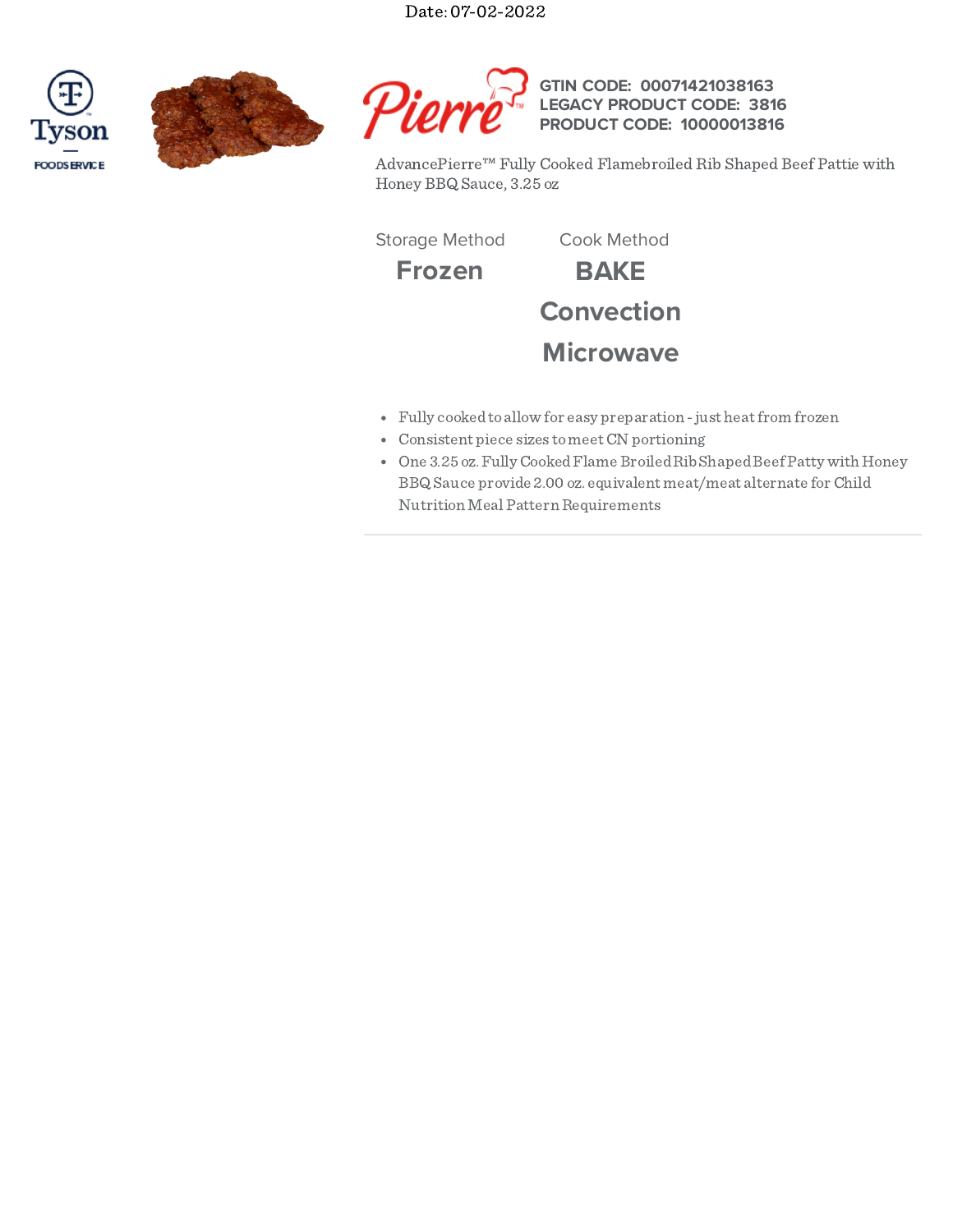Date: 07-02-2022

Tyson FOODSERVICE

Pierre™

**GTIN CODE: 00071421038163**
**LEGACY PRODUCT CODE: 3816**
**PRODUCT CODE: 10000013816**

AdvancePierre™ Fully Cooked Flamebroiled Rib Shaped Beef Pattie with Honey BBQ Sauce, 3.25 oz

| Storage Method | Cook Method |
| --- | --- |
| **Frozen** | **BAKE** |
| | **Convection** |
| | **Microwave** |

- Fully cooked to allow for easy preparation - just heat from frozen
- Consistent piece sizes to meet CN portioning
- One 3.25 oz. Fully Cooked Flame Broiled Rib Shaped Beef Patty with Honey BBQ Sauce provide 2.00 oz. equivalent meat/meat alternate for Child Nutrition Meal Pattern Requirements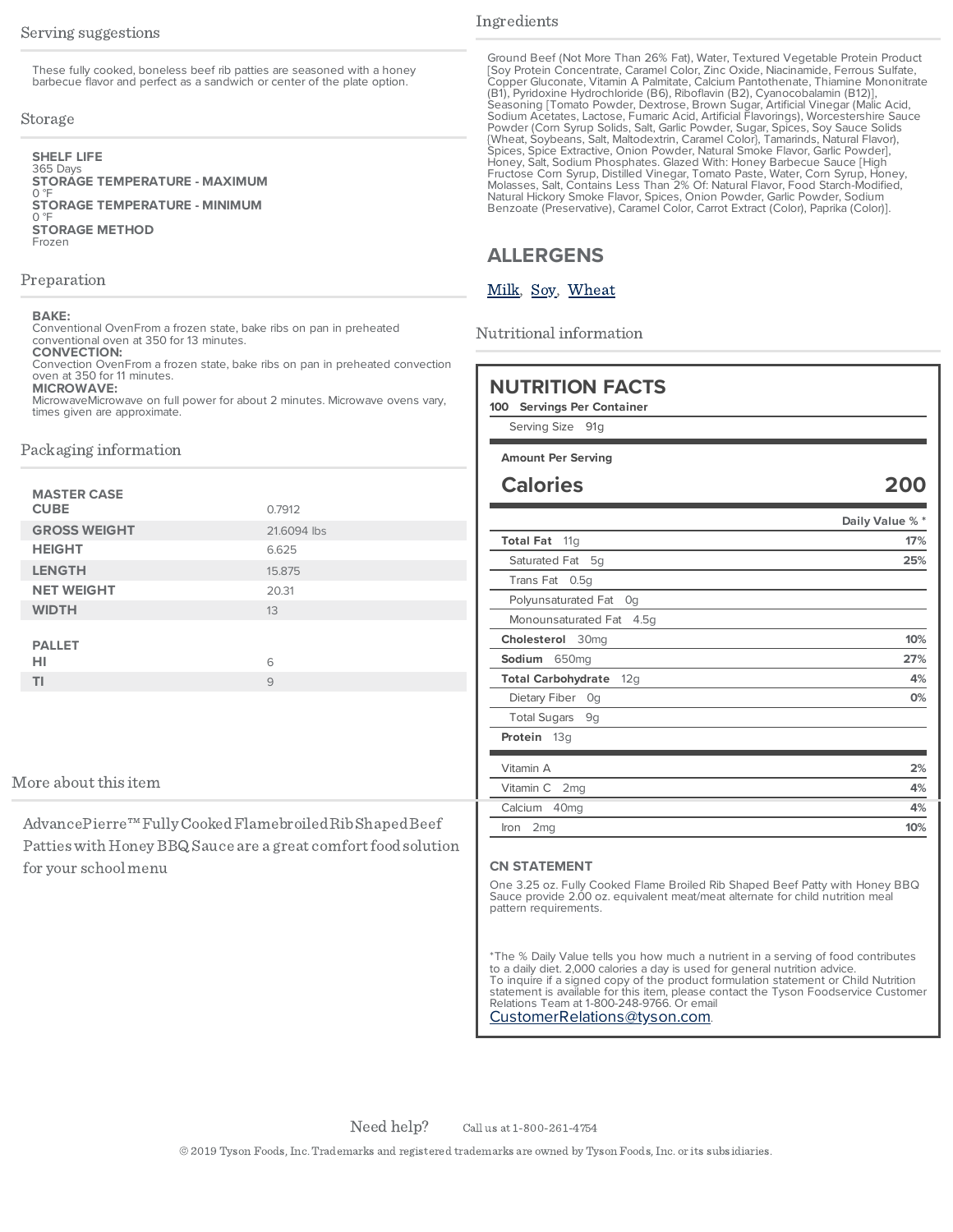## Serving suggestions

These fully cooked, boneless beef rib patties are seasoned with a honey barbecue flavor and perfect as a sandwich or center of the plate option.

## Storage

**SHELF LIFE**
365 Days
**STORAGE TEMPERATURE - MAXIMUM**
0 °F
**STORAGE TEMPERATURE - MINIMUM**
0 °F
**STORAGE METHOD**
Frozen

## Preparation

**BAKE:**
Conventional OvenFrom a frozen state, bake ribs on pan in preheated conventional oven at 350 for 13 minutes.
**CONVECTION:**
Convection OvenFrom a frozen state, bake ribs on pan in preheated convection oven at 350 for 11 minutes.
**MICROWAVE:**
MicrowaveMicrowave on full power for about 2 minutes. Microwave ovens vary, times given are approximate.

## Packaging information

| MASTER CASE | |
|---|---|
| CUBE | 0.7912 |
| GROSS WEIGHT | 21.6094 lbs |
| HEIGHT | 6.625 |
| LENGTH | 15.875 |
| NET WEIGHT | 20.31 |
| WIDTH | 13 |

| PALLET | |
|---|---|
| HI | 6 |
| TI | 9 |

## More about this item

AdvancePierre™ Fully Cooked Flamebroiled Rib Shaped Beef Patties with Honey BBQ Sauce are a great comfort food solution for your school menu

## Ingredients

Ground Beef (Not More Than 26% Fat), Water, Textured Vegetable Protein Product [Soy Protein Concentrate, Caramel Color, Zinc Oxide, Niacinamide, Ferrous Sulfate, Copper Gluconate, Vitamin A Palmitate, Calcium Pantothenate, Thiamine Mononitrate (B1), Pyridoxine Hydrochloride (B6), Riboflavin (B2), Cyanocobalamin (B12)], Seasoning [Tomato Powder, Dextrose, Brown Sugar, Artificial Vinegar (Malic Acid, Sodium Acetates, Lactose, Fumaric Acid, Artificial Flavorings), Worcestershire Sauce Powder (Corn Syrup Solids, Salt, Garlic Powder, Sugar, Spices, Soy Sauce Solids {Wheat, Soybeans, Salt, Maltodextrin, Caramel Color}, Tamarinds, Natural Flavor), Spices, Spice Extractive, Onion Powder, Natural Smoke Flavor, Garlic Powder], Honey, Salt, Sodium Phosphates. Glazed With: Honey Barbecue Sauce [High Fructose Corn Syrup, Distilled Vinegar, Tomato Paste, Water, Corn Syrup, Honey, Molasses, Salt, Contains Less Than 2% Of: Natural Flavor, Food Starch-Modified, Natural Hickory Smoke Flavor, Spices, Onion Powder, Garlic Powder, Sodium Benzoate (Preservative), Caramel Color, Carrot Extract (Color), Paprika (Color)].

## ALLERGENS

Milk, Soy, Wheat

## Nutritional information

### NUTRITION FACTS

**100 Servings Per Container**
Serving Size 91g

**Amount Per Serving**

**Calories 200**

| | Daily Value % * |
|---|---|
| **Total Fat** 11g | **17%** |
| Saturated Fat 5g | **25%** |
| Trans Fat 0.5g | |
| Polyunsaturated Fat 0g | |
| Monounsaturated Fat 4.5g | |
| **Cholesterol** 30mg | **10%** |
| **Sodium** 650mg | **27%** |
| **Total Carbohydrate** 12g | **4%** |
| Dietary Fiber 0g | **0%** |
| Total Sugars 9g | |
| **Protein** 13g | |
| Vitamin A | **2%** |
| Vitamin C 2mg | **4%** |
| Calcium 40mg | **4%** |
| Iron 2mg | **10%** |

**CN STATEMENT**

One 3.25 oz. Fully Cooked Flame Broiled Rib Shaped Beef Patty with Honey BBQ Sauce provide 2.00 oz. equivalent meat/meat alternate for child nutrition meal pattern requirements.

*The % Daily Value tells you how much a nutrient in a serving of food contributes to a daily diet. 2,000 calories a day is used for general nutrition advice.
To inquire if a signed copy of the product formulation statement or Child Nutrition statement is available for this item, please contact the Tyson Foodservice Customer Relations Team at 1-800-248-9766. Or email CustomerRelations@tyson.com.

Need help? Call us at 1-800-261-4754

© 2019 Tyson Foods, Inc. Trademarks and registered trademarks are owned by Tyson Foods, Inc. or its subsidiaries.